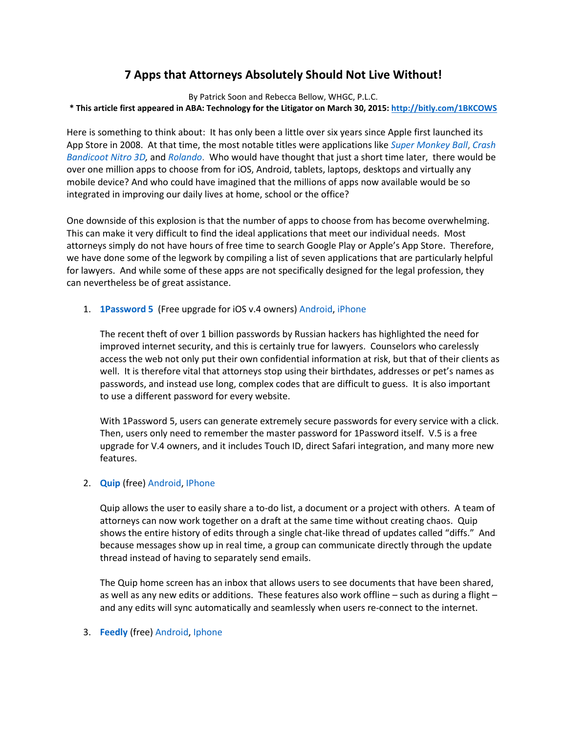# 7 Apps that Attorneys Absolutely Should Not Live Without!

By Patrick Soon and Rebecca Bellow, WHGC, P.L.C.

**\* This article first appeared in ABA: Technology for the Litigator on March 30, 2015: http://bitly.com/1BKCOWS**

Here is something to think about: It has only been a little over six years since Apple first launched its App Store in 2008. At that time, the most notable titles were applications like *Super Monkey Ball*, *Crash Bandicoot Nitro 3D,* and *Rolando*. Who would have thought that just a short time later, there would be over one million apps to choose from for iOS, Android, tablets, laptops, desktops and virtually any mobile device? And who could have imagined that the millions of apps now available would be so integrated in improving our daily lives at home, school or the office?

One downside of this explosion is that the number of apps to choose from has become overwhelming. This can make it very difficult to find the ideal applications that meet our individual needs. Most attorneys simply do not have hours of free time to search Google Play or Apple's App Store. Therefore, we have done some of the legwork by compiling a list of seven applications that are particularly helpful for lawyers. And while some of these apps are not specifically designed for the legal profession, they can nevertheless be of great assistance.

1. **1Password 5** (Free upgrade for iOS v.4 owners) Android, iPhone

   The recent theft of over 1 billion passwords by Russian hackers has highlighted the need for improved internet security, and this is certainly true for lawyers. Counselors who carelessly access the web not only put their own confidential information at risk, but that of their clients as well. It is therefore vital that attorneys stop using their birthdates, addresses or pet's names as passwords, and instead use long, complex codes that are difficult to guess. It is also important to use a different password for every website.

   With 1Password 5, users can generate extremely secure passwords for every service with a click. Then, users only need to remember the master password for 1Password itself. V.5 is a free upgrade for V.4 owners, and it includes Touch ID, direct Safari integration, and many more new features.

2. **Quip** (free) Android, IPhone

   Quip allows the user to easily share a to-do list, a document or a project with others. A team of attorneys can now work together on a draft at the same time without creating chaos. Quip shows the entire history of edits through a single chat-like thread of updates called "diffs." And because messages show up in real time, a group can communicate directly through the update thread instead of having to separately send emails.

   The Quip home screen has an inbox that allows users to see documents that have been shared, as well as any new edits or additions. These features also work offline – such as during a flight – and any edits will sync automatically and seamlessly when users re-connect to the internet.

3. **Feedly** (free) Android, Iphone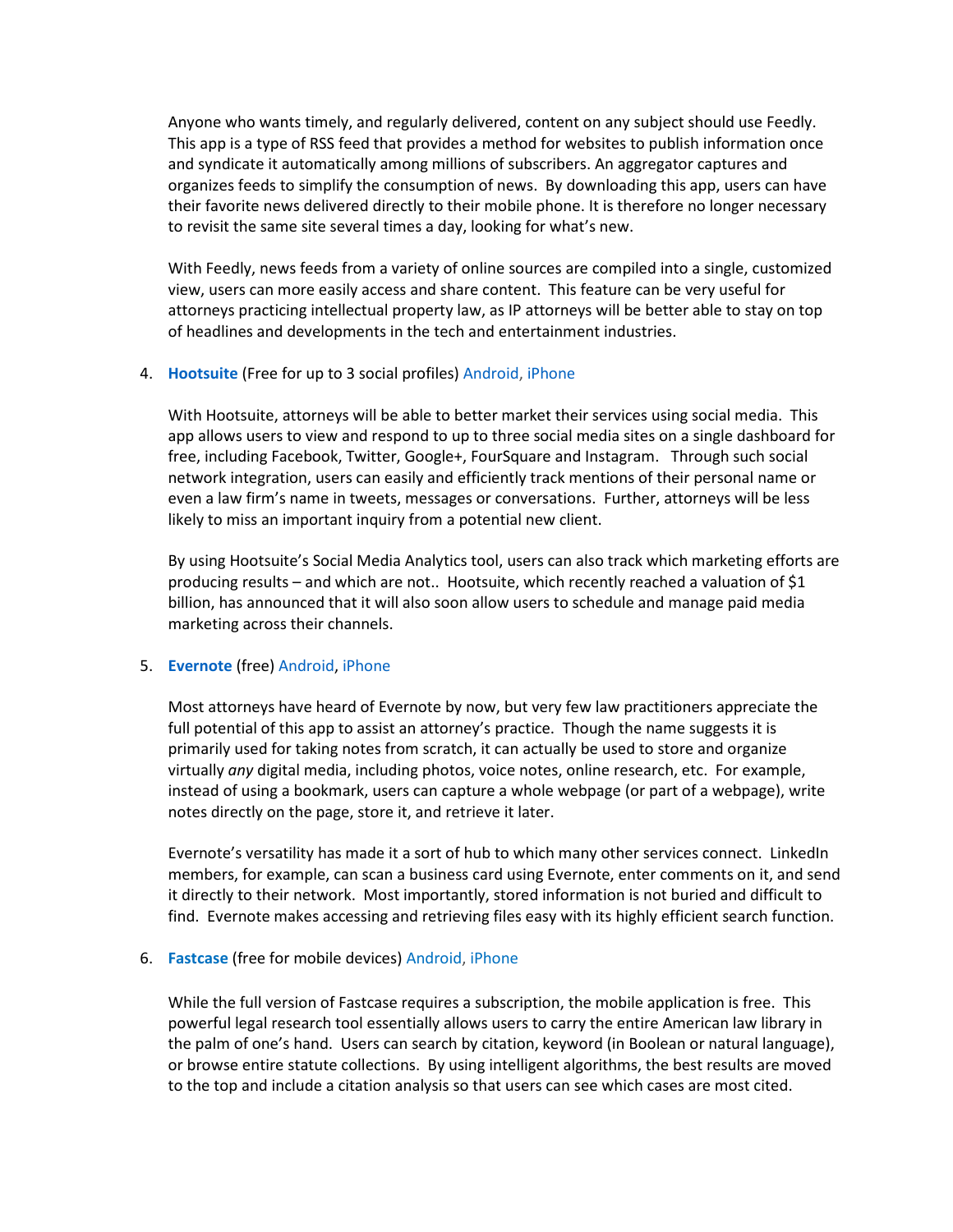Anyone who wants timely, and regularly delivered, content on any subject should use Feedly. This app is a type of RSS feed that provides a method for websites to publish information once and syndicate it automatically among millions of subscribers. An aggregator captures and organizes feeds to simplify the consumption of news. By downloading this app, users can have their favorite news delivered directly to their mobile phone. It is therefore no longer necessary to revisit the same site several times a day, looking for what's new.

With Feedly, news feeds from a variety of online sources are compiled into a single, customized view, users can more easily access and share content. This feature can be very useful for attorneys practicing intellectual property law, as IP attorneys will be better able to stay on top of headlines and developments in the tech and entertainment industries.

4. **Hootsuite** (Free for up to 3 social profiles) Android, iPhone

   With Hootsuite, attorneys will be able to better market their services using social media. This app allows users to view and respond to up to three social media sites on a single dashboard for free, including Facebook, Twitter, Google+, FourSquare and Instagram. Through such social network integration, users can easily and efficiently track mentions of their personal name or even a law firm's name in tweets, messages or conversations. Further, attorneys will be less likely to miss an important inquiry from a potential new client.

   By using Hootsuite's Social Media Analytics tool, users can also track which marketing efforts are producing results – and which are not.. Hootsuite, which recently reached a valuation of $1 billion, has announced that it will also soon allow users to schedule and manage paid media marketing across their channels.

5. **Evernote** (free) Android, iPhone

   Most attorneys have heard of Evernote by now, but very few law practitioners appreciate the full potential of this app to assist an attorney's practice. Though the name suggests it is primarily used for taking notes from scratch, it can actually be used to store and organize virtually *any* digital media, including photos, voice notes, online research, etc. For example, instead of using a bookmark, users can capture a whole webpage (or part of a webpage), write notes directly on the page, store it, and retrieve it later.

   Evernote's versatility has made it a sort of hub to which many other services connect. LinkedIn members, for example, can scan a business card using Evernote, enter comments on it, and send it directly to their network. Most importantly, stored information is not buried and difficult to find. Evernote makes accessing and retrieving files easy with its highly efficient search function.

6. **Fastcase** (free for mobile devices) Android, iPhone

   While the full version of Fastcase requires a subscription, the mobile application is free. This powerful legal research tool essentially allows users to carry the entire American law library in the palm of one's hand. Users can search by citation, keyword (in Boolean or natural language), or browse entire statute collections. By using intelligent algorithms, the best results are moved to the top and include a citation analysis so that users can see which cases are most cited.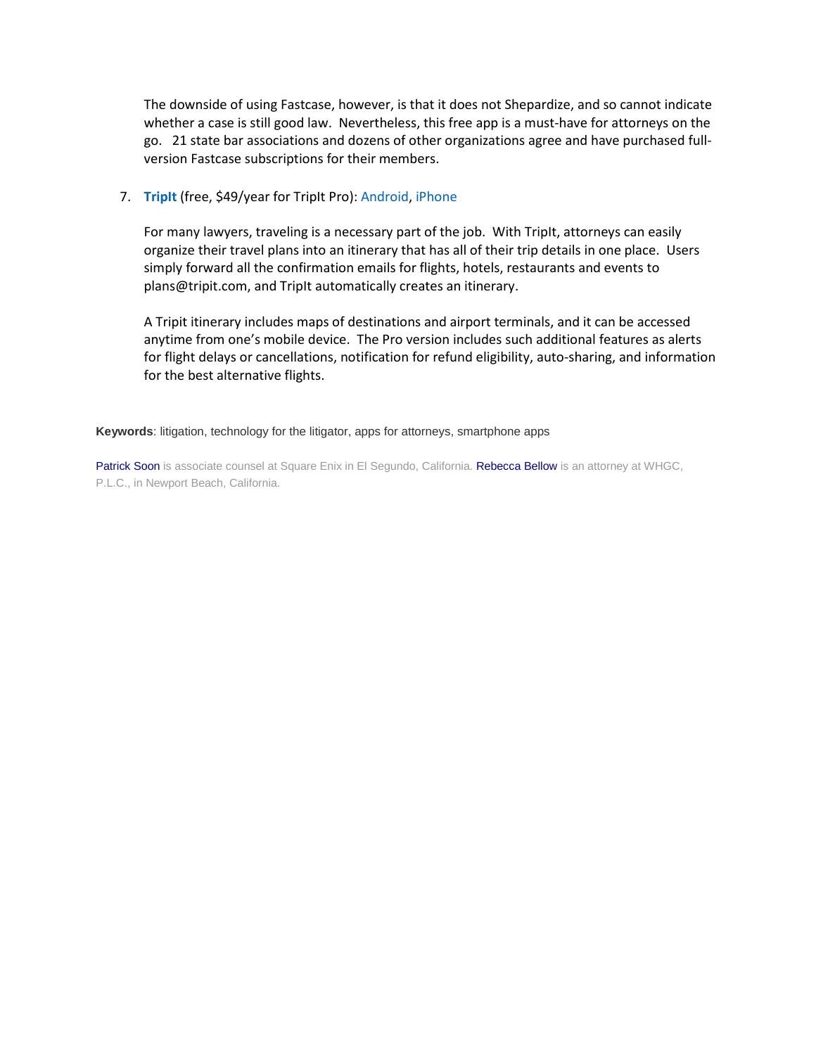The downside of using Fastcase, however, is that it does not Shepardize, and so cannot indicate whether a case is still good law. Nevertheless, this free app is a must-have for attorneys on the go. 21 state bar associations and dozens of other organizations agree and have purchased full-version Fastcase subscriptions for their members.

7. **TripIt** (free, $49/year for TripIt Pro): Android, iPhone

   For many lawyers, traveling is a necessary part of the job. With TripIt, attorneys can easily organize their travel plans into an itinerary that has all of their trip details in one place. Users simply forward all the confirmation emails for flights, hotels, restaurants and events to plans@tripit.com, and TripIt automatically creates an itinerary.

   A Tripit itinerary includes maps of destinations and airport terminals, and it can be accessed anytime from one's mobile device. The Pro version includes such additional features as alerts for flight delays or cancellations, notification for refund eligibility, auto-sharing, and information for the best alternative flights.

**Keywords**: litigation, technology for the litigator, apps for attorneys, smartphone apps

Patrick Soon is associate counsel at Square Enix in El Segundo, California. Rebecca Bellow is an attorney at WHGC, P.L.C., in Newport Beach, California.